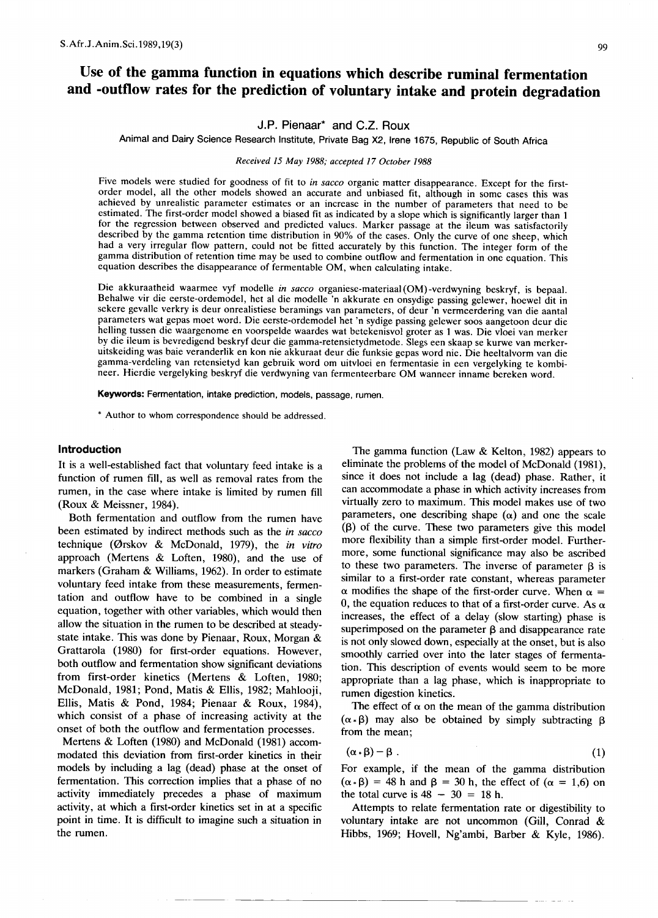# Use of the gamma function in equations which describe ruminal fermentation and -outflow rates for the prediction of voluntary intake and protein degradation

**J.P. Pienaar*** **and C.Z. Roux**

Animal and Dairy Science Research Institute, Private Bag X2, Irene 1675, Republic of South Africa

*Received 15 May 1988; accepted 17 October 1988*

Five models were studied for goodness of fit to *in sacco* organic matter disappearance. Except for the first-order model, all the other models showed an accurate and unbiased fit, although in some cases this was achieved by unrealistic parameter estimates or an increase in the number of parameters that need to be estimated. The first-order model showed a biased fit as indicated by a slope which is significantly larger than 1 for the regression between observed and predicted values. Marker passage at the ileum was satisfactorily described by the gamma retention time distribution in 90% of the cases. Only the curve of one sheep, which had a very irregular flow pattern, could not be fitted accurately by this function. The integer form of the gamma distribution of retention time may be used to combine outflow and fermentation in one equation. This equation describes the disappearance of fermentable OM, when calculating intake.

Die akkuraatheid waarmee vyf modelle *in sacco* organiese-materiaal(OM)-verdwyning beskryf, is bepaal. Behalwe vir die eerste-ordemodel, het al die modelle 'n akkurate en onsydige passing gelewer, hoewel dit in sekere gevalle verkry is deur onrealistiese beramings van parameters, of deur 'n vermeerdering van die aantal parameters wat gepas moet word. Die eerste-ordemodel het 'n sydige passing gelewer soos aangetoon deur die helling tussen die waargenome en voorspelde waardes wat betekenisvol groter as 1 was. Die vloei van merker by die ileum is bevredigend beskryf deur die gamma-retensietydmetode. Slegs een skaap se kurwe van merker-uitskeiding was baie veranderlik en kon nie akkuraat deur die funksie gepas word nie. Die heeltalvorm van die gamma-verdeling van retensietyd kan gebruik word om uitvloei en fermentasie in een vergelyking te kombineer. Hierdie vergelyking beskryf die verdwyning van fermenteerbare OM wanneer inname bereken word.

**Keywords:** Fermentation, intake prediction, models, passage, rumen.

\* Author to whom correspondence should be addressed.

## Introduction

It is a well-established fact that voluntary feed intake is a function of rumen fill, as well as removal rates from the rumen, in the case where intake is limited by rumen fill (Roux & Meissner, 1984).

Both fermentation and outflow from the rumen have been estimated by indirect methods such as the *in sacco* technique (Ørskov & McDonald, 1979), the *in vitro* approach (Mertens & Loften, 1980), and the use of markers (Graham & Williams, 1962). In order to estimate voluntary feed intake from these measurements, fermentation and outflow have to be combined in a single equation, together with other variables, which would then allow the situation in the rumen to be described at steady-state intake. This was done by Pienaar, Roux, Morgan & Grattarola (1980) for first-order equations. However, both outflow and fermentation show significant deviations from first-order kinetics (Mertens & Loften, 1980; McDonald, 1981; Pond, Matis & Ellis, 1982; Mahlooji, Ellis, Matis & Pond, 1984; Pienaar & Roux, 1984), which consist of a phase of increasing activity at the onset of both the outflow and fermentation processes.

Mertens & Loften (1980) and McDonald (1981) accommodated this deviation from first-order kinetics in their models by including a lag (dead) phase at the onset of fermentation. This correction implies that a phase of no activity immediately precedes a phase of maximum activity, at which a first-order kinetics set in at a specific point in time. It is difficult to imagine such a situation in the rumen.

The gamma function (Law & Kelton, 1982) appears to eliminate the problems of the model of McDonald (1981), since it does not include a lag (dead) phase. Rather, it can accommodate a phase in which activity increases from virtually zero to maximum. This model makes use of two parameters, one describing shape ($\alpha$) and one the scale ($\beta$) of the curve. These two parameters give this model more flexibility than a simple first-order model. Furthermore, some functional significance may also be ascribed to these two parameters. The inverse of parameter $\beta$ is similar to a first-order rate constant, whereas parameter $\alpha$ modifies the shape of the first-order curve. When $\alpha$ = 0, the equation reduces to that of a first-order curve. As $\alpha$ increases, the effect of a delay (slow starting) phase is superimposed on the parameter $\beta$ and disappearance rate is not only slowed down, especially at the onset, but is also smoothly carried over into the later stages of fermentation. This description of events would seem to be more appropriate than a lag phase, which is inappropriate to rumen digestion kinetics.

The effect of $\alpha$ on the mean of the gamma distribution ($\alpha * \beta$) may also be obtained by simply subtracting $\beta$ from the mean;

$$(\alpha * \beta) - \beta . \tag{1}$$

For example, if the mean of the gamma distribution ($\alpha * \beta$) = 48 h and $\beta$ = 30 h, the effect of ($\alpha$ = 1,6) on the total curve is 48 − 30 = 18 h.

Attempts to relate fermentation rate or digestibility to voluntary intake are not uncommon (Gill, Conrad & Hibbs, 1969; Hovell, Ng'ambi, Barber & Kyle, 1986).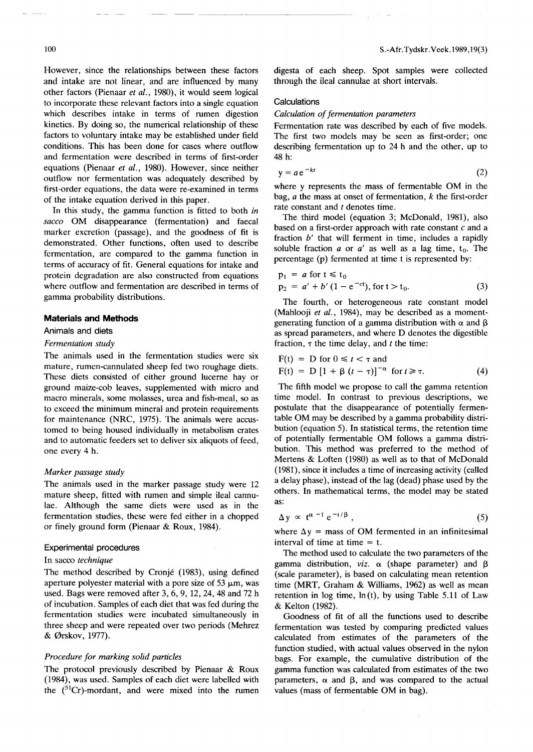However, since the relationships between these factors and intake are not linear, and are influenced by many other factors (Pienaar *et al.*, 1980), it would seem logical to incorporate these relevant factors into a single equation which describes intake in terms of rumen digestion kinetics. By doing so, the numerical relationship of these factors to voluntary intake may be established under field conditions. This has been done for cases where outflow and fermentation were described in terms of first-order equations (Pienaar *et al.*, 1980). However, since neither outflow nor fermentation was adequately described by first-order equations, the data were re-examined in terms of the intake equation derived in this paper.

In this study, the gamma function is fitted to both *in sacco* OM disappearance (fermentation) and faecal marker excretion (passage), and the goodness of fit is demonstrated. Other functions, often used to describe fermentation, are compared to the gamma function in terms of accuracy of fit. General equations for intake and protein degradation are also constructed from equations where outflow and fermentation are described in terms of gamma probability distributions.

## Materials and Methods

### Animals and diets

#### *Fermentation study*

The animals used in the fermentation studies were six mature, rumen-cannulated sheep fed two roughage diets. These diets consisted of either ground lucerne hay or ground maize-cob leaves, supplemented with micro and macro minerals, some molasses, urea and fish-meal, so as to exceed the minimum mineral and protein requirements for maintenance (NRC, 1975). The animals were accustomed to being housed individually in metabolism crates and to automatic feeders set to deliver six aliquots of feed, one every 4 h.

#### *Marker passage study*

The animals used in the marker passage study were 12 mature sheep, fitted with rumen and simple ileal cannulae. Although the same diets were used as in the fermentation studies, these were fed either in a chopped or finely ground form (Pienaar & Roux, 1984).

### Experimental procedures

#### In sacco *technique*

The method described by Cronjé (1983), using defined aperture polyester material with a pore size of 53 μm, was used. Bags were removed after 3, 6, 9, 12, 24, 48 and 72 h of incubation. Samples of each diet that was fed during the fermentation studies were incubated simultaneously in three sheep and were repeated over two periods (Mehrez & Ørskov, 1977).

#### *Procedure for marking solid particles*

The protocol previously described by Pienaar & Roux (1984), was used. Samples of each diet were labelled with the ($^{51}Cr$)-mordant, and were mixed into the rumen digesta of each sheep. Spot samples were collected through the ileal cannulae at short intervals.

### Calculations

#### *Calculation of fermentation parameters*

Fermentation rate was described by each of five models. The first two models may be seen as first-order; one describing fermentation up to 24 h and the other, up to 48 h:

$$y = a\,e^{-kt} \tag{2}$$

where y represents the mass of fermentable OM in the bag, *a* the mass at onset of fermentation, *k* the first-order rate constant and *t* denotes time.

The third model (equation 3; McDonald, 1981), also based on a first-order approach with rate constant *c* and a fraction *b'* that will ferment in time, includes a rapidly soluble fraction *a* or *a'* as well as a lag time, $t_0$. The percentage (p) fermented at time t is represented by:

$$\begin{aligned} p_1 &= a \text{ for } t \leqslant t_0 \\ p_2 &= a' + b'\,(1 - e^{-ct}), \text{ for } t > t_0. \end{aligned} \tag{3}$$

The fourth, or heterogeneous rate constant model (Mahlooji *et al.*, 1984), may be described as a moment-generating function of a gamma distribution with α and β as spread parameters, and where D denotes the digestible fraction, τ the time delay, and *t* the time:

$$\begin{aligned} F(t) &= D \text{ for } 0 \leqslant t < \tau \text{ and} \\ F(t) &= D\,[1 + \beta\,(t - \tau)]^{-\alpha} \text{ for } t \geqslant \tau. \end{aligned} \tag{4}$$

The fifth model we propose to call the gamma retention time model. In contrast to previous descriptions, we postulate that the disappearance of potentially fermentable OM may be described by a gamma probability distribution (equation 5). In statistical terms, the retention time of potentially fermentable OM follows a gamma distribution. This method was preferred to the method of Mertens & Loften (1980) as well as to that of McDonald (1981), since it includes a time of increasing activity (called a delay phase), instead of the lag (dead) phase used by the others. In mathematical terms, the model may be stated as:

$$\Delta y \propto t^{\alpha - 1}\, e^{-t/\beta}, \tag{5}$$

where $\Delta y$ = mass of OM fermented in an infinitesimal interval of time at time = t.

The method used to calculate the two parameters of the gamma distribution, *viz.* α (shape parameter) and β (scale parameter), is based on calculating mean retention time (MRT, Graham & Williams, 1962) as well as mean retention in log time, ln(t), by using Table 5.11 of Law & Kelton (1982).

Goodness of fit of all the functions used to describe fermentation was tested by comparing predicted values calculated from estimates of the parameters of the function studied, with actual values observed in the nylon bags. For example, the cumulative distribution of the gamma function was calculated from estimates of the two parameters, α and β, and was compared to the actual values (mass of fermentable OM in bag).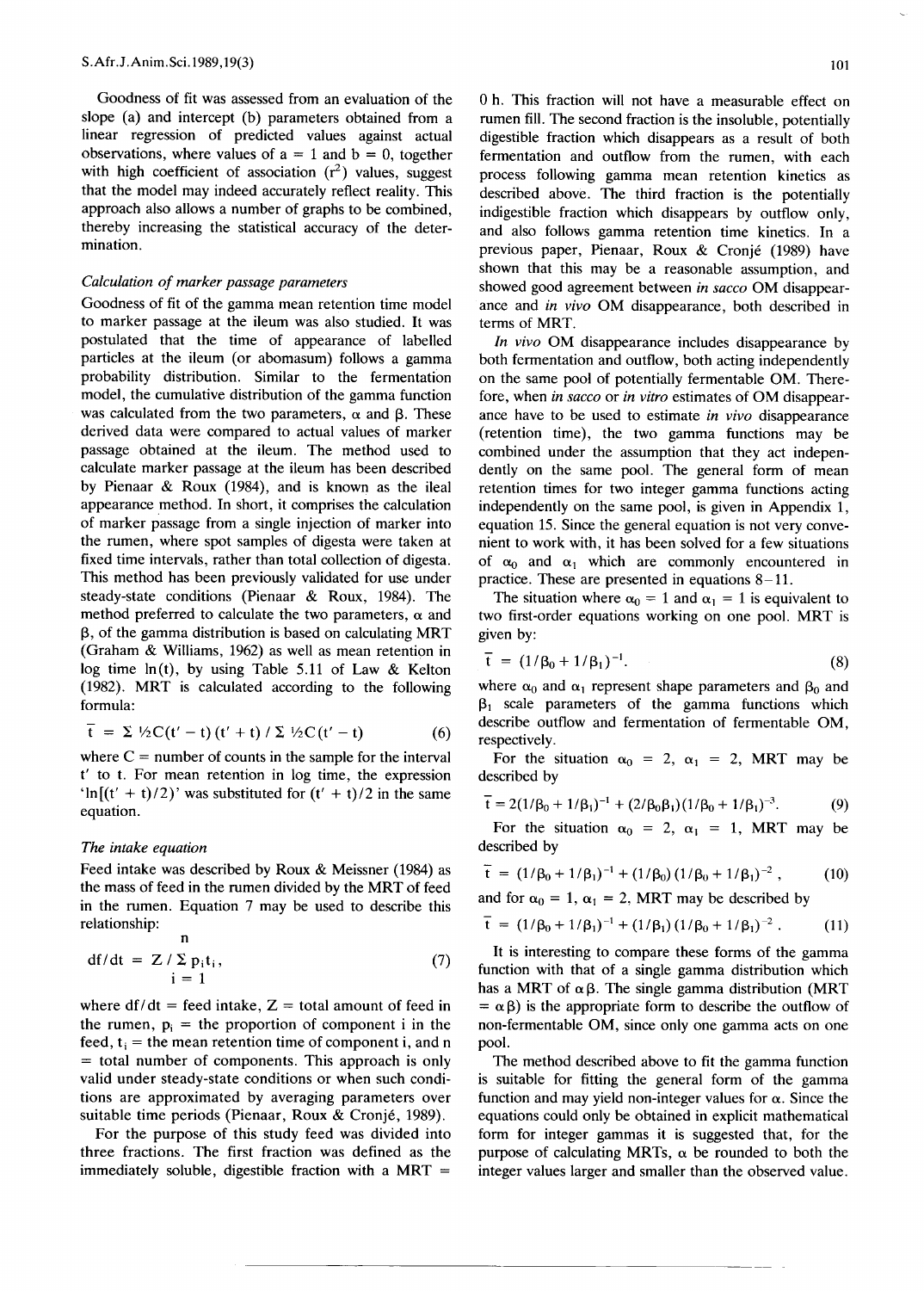Goodness of fit was assessed from an evaluation of the slope (a) and intercept (b) parameters obtained from a linear regression of predicted values against actual observations, where values of $a = 1$ and $b = 0$, together with high coefficient of association ($r^2$) values, suggest that the model may indeed accurately reflect reality. This approach also allows a number of graphs to be combined, thereby increasing the statistical accuracy of the determination.

### *Calculation of marker passage parameters*

Goodness of fit of the gamma mean retention time model to marker passage at the ileum was also studied. It was postulated that the time of appearance of labelled particles at the ileum (or abomasum) follows a gamma probability distribution. Similar to the fermentation model, the cumulative distribution of the gamma function was calculated from the two parameters, $\alpha$ and $\beta$. These derived data were compared to actual values of marker passage obtained at the ileum. The method used to calculate marker passage at the ileum has been described by Pienaar & Roux (1984), and is known as the ileal appearance method. In short, it comprises the calculation of marker passage from a single injection of marker into the rumen, where spot samples of digesta were taken at fixed time intervals, rather than total collection of digesta. This method has been previously validated for use under steady-state conditions (Pienaar & Roux, 1984). The method preferred to calculate the two parameters, $\alpha$ and $\beta$, of the gamma distribution is based on calculating MRT (Graham & Williams, 1962) as well as mean retention in log time ln(t), by using Table 5.11 of Law & Kelton (1982). MRT is calculated according to the following formula:

$$\bar{t} = \Sigma\, \tfrac{1}{2}C(t' - t)\,(t' + t) \,/\, \Sigma\, \tfrac{1}{2}C(t' - t) \tag{6}$$

where C = number of counts in the sample for the interval $t'$ to t. For mean retention in log time, the expression '$\ln[(t' + t)/2)$' was substituted for $(t' + t)/2$ in the same equation.

### *The intake equation*

Feed intake was described by Roux & Meissner (1984) as the mass of feed in the rumen divided by the MRT of feed in the rumen. Equation 7 may be used to describe this relationship:

$$df/dt = Z \,/ \sum_{i=1}^{n} p_i t_i, \tag{7}$$

where $df/dt$ = feed intake, Z = total amount of feed in the rumen, $p_i$ = the proportion of component i in the feed, $t_i$ = the mean retention time of component i, and n = total number of components. This approach is only valid under steady-state conditions or when such conditions are approximated by averaging parameters over suitable time periods (Pienaar, Roux & Cronjé, 1989).

For the purpose of this study feed was divided into three fractions. The first fraction was defined as the immediately soluble, digestible fraction with a MRT = 0 h. This fraction will not have a measurable effect on rumen fill. The second fraction is the insoluble, potentially digestible fraction which disappears as a result of both fermentation and outflow from the rumen, with each process following gamma mean retention kinetics as described above. The third fraction is the potentially indigestible fraction which disappears by outflow only, and also follows gamma retention time kinetics. In a previous paper, Pienaar, Roux & Cronjé (1989) have shown that this may be a reasonable assumption, and showed good agreement between *in sacco* OM disappearance and *in vivo* OM disappearance, both described in terms of MRT.

*In vivo* OM disappearance includes disappearance by both fermentation and outflow, both acting independently on the same pool of potentially fermentable OM. Therefore, when *in sacco* or *in vitro* estimates of OM disappearance have to be used to estimate *in vivo* disappearance (retention time), the two gamma functions may be combined under the assumption that they act independently on the same pool. The general form of mean retention times for two integer gamma functions acting independently on the same pool, is given in Appendix 1, equation 15. Since the general equation is not very convenient to work with, it has been solved for a few situations of $\alpha_0$ and $\alpha_1$ which are commonly encountered in practice. These are presented in equations 8–11.

The situation where $\alpha_0 = 1$ and $\alpha_1 = 1$ is equivalent to two first-order equations working on one pool. MRT is given by:

$$\bar{t} = (1/\beta_0 + 1/\beta_1)^{-1}. \tag{8}$$

where $\alpha_0$ and $\alpha_1$ represent shape parameters and $\beta_0$ and $\beta_1$ scale parameters of the gamma functions which describe outflow and fermentation of fermentable OM, respectively.

For the situation $\alpha_0 = 2$, $\alpha_1 = 2$, MRT may be described by

$$\bar{t} = 2(1/\beta_0 + 1/\beta_1)^{-1} + (2/\beta_0\beta_1)(1/\beta_0 + 1/\beta_1)^{-3}. \tag{9}$$

For the situation $\alpha_0 = 2$, $\alpha_1 = 1$, MRT may be described by

$$\bar{t} = (1/\beta_0 + 1/\beta_1)^{-1} + (1/\beta_0)\,(1/\beta_0 + 1/\beta_1)^{-2}, \tag{10}$$

and for $\alpha_0 = 1$, $\alpha_1 = 2$, MRT may be described by

$$\bar{t} = (1/\beta_0 + 1/\beta_1)^{-1} + (1/\beta_1)\,(1/\beta_0 + 1/\beta_1)^{-2}. \tag{11}$$

It is interesting to compare these forms of the gamma function with that of a single gamma distribution which has a MRT of $\alpha\beta$. The single gamma distribution (MRT $= \alpha\beta$) is the appropriate form to describe the outflow of non-fermentable OM, since only one gamma acts on one pool.

The method described above to fit the gamma function is suitable for fitting the general form of the gamma function and may yield non-integer values for $\alpha$. Since the equations could only be obtained in explicit mathematical form for integer gammas it is suggested that, for the purpose of calculating MRTs, $\alpha$ be rounded to both the integer values larger and smaller than the observed value.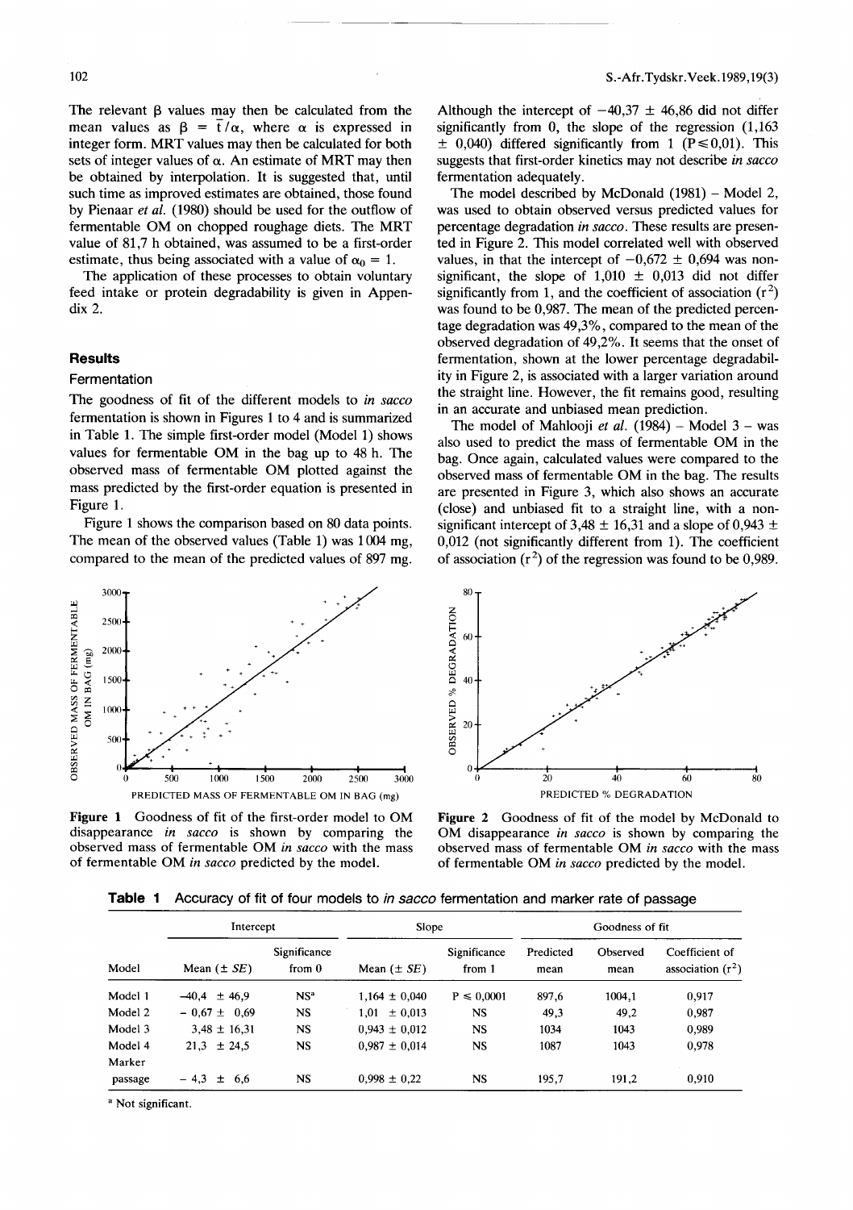The relevant $\beta$ values may then be calculated from the mean values as $\beta = \bar{t}/\alpha$, where $\alpha$ is expressed in integer form. MRT values may then be calculated for both sets of integer values of $\alpha$. An estimate of MRT may then be obtained by interpolation. It is suggested that, until such time as improved estimates are obtained, those found by Pienaar *et al.* (1980) should be used for the outflow of fermentable OM on chopped roughage diets. The MRT value of 81,7 h obtained, was assumed to be a first-order estimate, thus being associated with a value of $\alpha_0 = 1$.

The application of these processes to obtain voluntary feed intake or protein degradability is given in Appendix 2.

## Results

### Fermentation

The goodness of fit of the different models to *in sacco* fermentation is shown in Figures 1 to 4 and is summarized in Table 1. The simple first-order model (Model 1) shows values for fermentable OM in the bag up to 48 h. The observed mass of fermentable OM plotted against the mass predicted by the first-order equation is presented in Figure 1.

Figure 1 shows the comparison based on 80 data points. The mean of the observed values (Table 1) was 1004 mg, compared to the mean of the predicted values of 897 mg. Although the intercept of $-40,37 \pm 46,86$ did not differ significantly from 0, the slope of the regression ($1,163 \pm 0,040$) differed significantly from 1 ($P \leqslant 0,01$). This suggests that first-order kinetics may not describe *in sacco* fermentation adequately.

The model described by McDonald (1981) – Model 2, was used to obtain observed versus predicted values for percentage degradation *in sacco*. These results are presented in Figure 2. This model correlated well with observed values, in that the intercept of $-0,672 \pm 0,694$ was non-significant, the slope of $1,010 \pm 0,013$ did not differ significantly from 1, and the coefficient of association ($r^2$) was found to be 0,987. The mean of the predicted percentage degradation was 49,3%, compared to the mean of the observed degradation of 49,2%. It seems that the onset of fermentation, shown at the lower percentage degradability in Figure 2, is associated with a larger variation around the straight line. However, the fit remains good, resulting in an accurate and unbiased mean prediction.

The model of Mahlooji *et al.* (1984) – Model 3 – was also used to predict the mass of fermentable OM in the bag. Once again, calculated values were compared to the observed mass of fermentable OM in the bag. The results are presented in Figure 3, which also shows an accurate (close) and unbiased fit to a straight line, with a non-significant intercept of $3,48 \pm 16,31$ and a slope of $0,943 \pm 0,012$ (not significantly different from 1). The coefficient of association ($r^2$) of the regression was found to be 0,989.

**Figure 1** Goodness of fit of the first-order model to OM disappearance *in sacco* is shown by comparing the observed mass of fermentable OM *in sacco* with the mass of fermentable OM *in sacco* predicted by the model.

**Figure 2** Goodness of fit of the model by McDonald to OM disappearance *in sacco* is shown by comparing the observed mass of fermentable OM *in sacco* with the mass of fermentable OM *in sacco* predicted by the model.

**Table 1** Accuracy of fit of four models to *in sacco* fermentation and marker rate of passage

| | Intercept | | Slope | | Goodness of fit | | |
|---|---|---|---|---|---|---|---|
| Model | Mean (± *SE*) | Significance from 0 | Mean (± *SE*) | Significance from 1 | Predicted mean | Observed mean | Coefficient of association ($r^2$) |
| Model 1 | −40,4 ± 46,9 | NS[a] | 1,164 ± 0,040 | $P \leqslant 0,0001$ | 897,6 | 1004,1 | 0,917 |
| Model 2 | − 0,67 ± 0,69 | NS | 1,01 ± 0,013 | NS | 49,3 | 49,2 | 0,987 |
| Model 3 | 3,48 ± 16,31 | NS | 0,943 ± 0,012 | NS | 1034 | 1043 | 0,989 |
| Model 4 | 21,3 ± 24,5 | NS | 0,987 ± 0,014 | NS | 1087 | 1043 | 0,978 |
| Marker passage | − 4,3 ± 6,6 | NS | 0,998 ± 0,22 | NS | 195,7 | 191,2 | 0,910 |

[a] Not significant.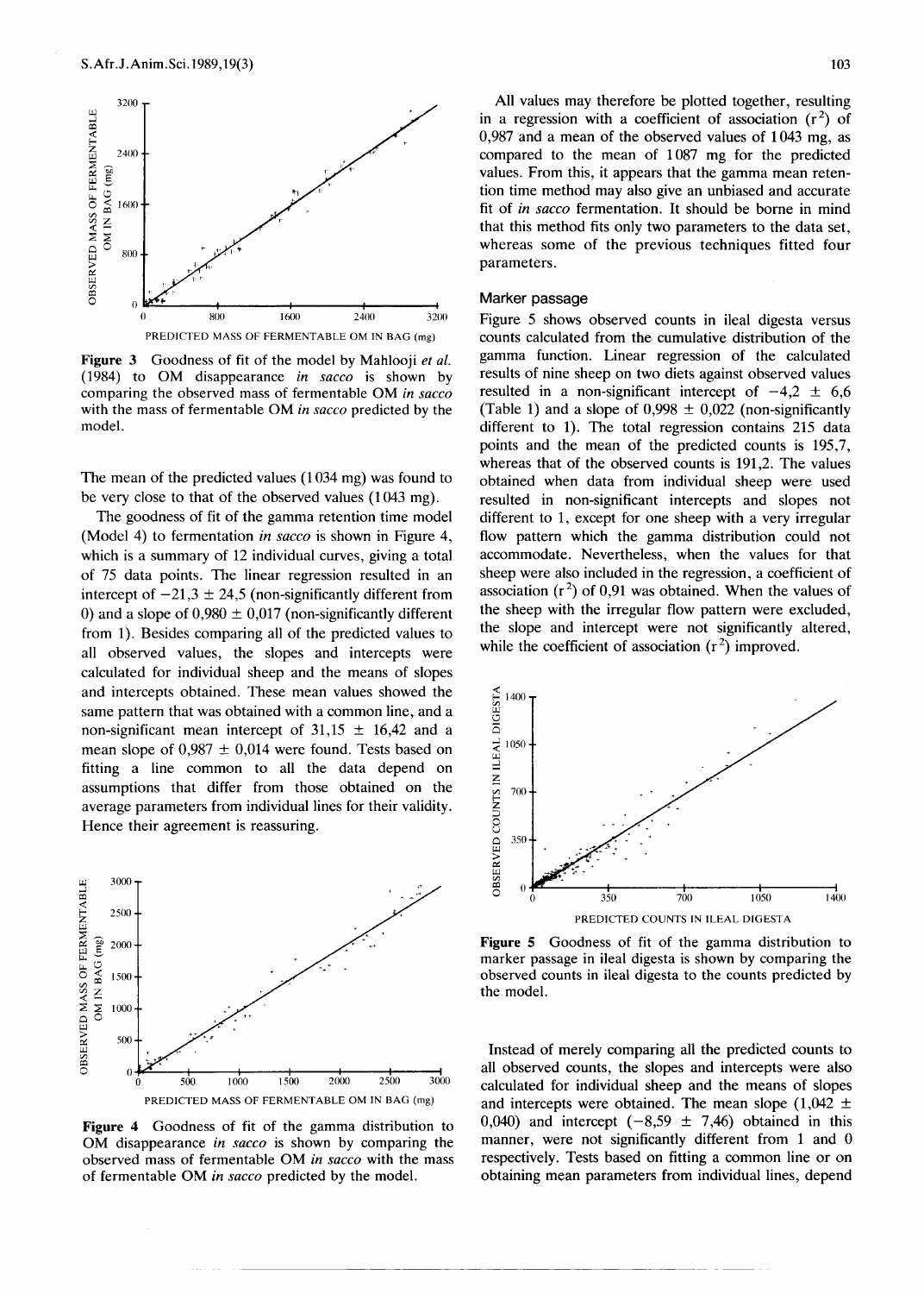Figure 3 Goodness of fit of the model by Mahlooji *et al.* (1984) to OM disappearance *in sacco* is shown by comparing the observed mass of fermentable OM *in sacco* with the mass of fermentable OM *in sacco* predicted by the model.

The mean of the predicted values (1 034 mg) was found to be very close to that of the observed values (1 043 mg).

The goodness of fit of the gamma retention time model (Model 4) to fermentation *in sacco* is shown in Figure 4, which is a summary of 12 individual curves, giving a total of 75 data points. The linear regression resulted in an intercept of −21,3 ± 24,5 (non-significantly different from 0) and a slope of 0,980 ± 0,017 (non-significantly different from 1). Besides comparing all of the predicted values to all observed values, the slopes and intercepts were calculated for individual sheep and the means of slopes and intercepts obtained. These mean values showed the same pattern that was obtained with a common line, and a non-significant mean intercept of 31,15 ± 16,42 and a mean slope of 0,987 ± 0,014 were found. Tests based on fitting a line common to all the data depend on assumptions that differ from those obtained on the average parameters from individual lines for their validity. Hence their agreement is reassuring.

Figure 4 Goodness of fit of the gamma distribution to OM disappearance *in sacco* is shown by comparing the observed mass of fermentable OM *in sacco* with the mass of fermentable OM *in sacco* predicted by the model.

All values may therefore be plotted together, resulting in a regression with a coefficient of association ($r^2$) of 0,987 and a mean of the observed values of 1 043 mg, as compared to the mean of 1 087 mg for the predicted values. From this, it appears that the gamma mean retention time method may also give an unbiased and accurate fit of *in sacco* fermentation. It should be borne in mind that this method fits only two parameters to the data set, whereas some of the previous techniques fitted four parameters.

## Marker passage

Figure 5 shows observed counts in ileal digesta versus counts calculated from the cumulative distribution of the gamma function. Linear regression of the calculated results of nine sheep on two diets against observed values resulted in a non-significant intercept of −4,2 ± 6,6 (Table 1) and a slope of 0,998 ± 0,022 (non-significantly different to 1). The total regression contains 215 data points and the mean of the predicted counts is 195,7, whereas that of the observed counts is 191,2. The values obtained when data from individual sheep were used resulted in non-significant intercepts and slopes not different to 1, except for one sheep with a very irregular flow pattern which the gamma distribution could not accommodate. Nevertheless, when the values for that sheep were also included in the regression, a coefficient of association ($r^2$) of 0,91 was obtained. When the values of the sheep with the irregular flow pattern were excluded, the slope and intercept were not significantly altered, while the coefficient of association ($r^2$) improved.

Figure 5 Goodness of fit of the gamma distribution to marker passage in ileal digesta is shown by comparing the observed counts in ileal digesta to the counts predicted by the model.

Instead of merely comparing all the predicted counts to all observed counts, the slopes and intercepts were also calculated for individual sheep and the means of slopes and intercepts were obtained. The mean slope (1,042 ± 0,040) and intercept (−8,59 ± 7,46) obtained in this manner, were not significantly different from 1 and 0 respectively. Tests based on fitting a common line or on obtaining mean parameters from individual lines, depend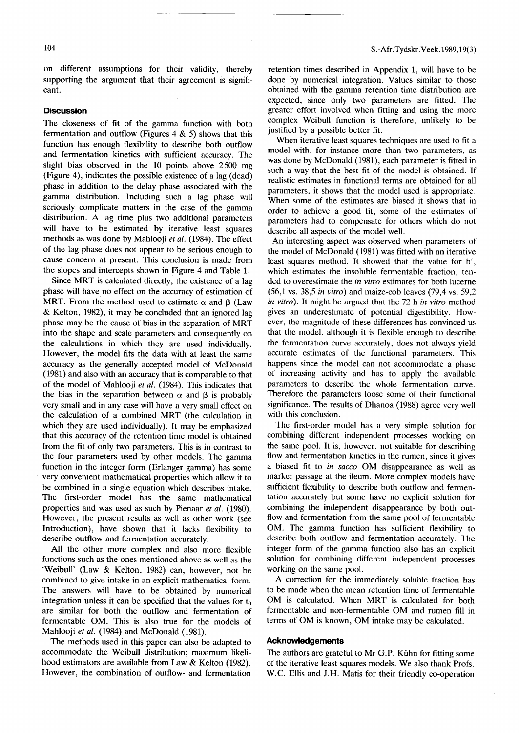on different assumptions for their validity, thereby supporting the argument that their agreement is significant.

## Discussion

The closeness of fit of the gamma function with both fermentation and outflow (Figures 4 & 5) shows that this function has enough flexibility to describe both outflow and fermentation kinetics with sufficient accuracy. The slight bias observed in the 10 points above 2 500 mg (Figure 4), indicates the possible existence of a lag (dead) phase in addition to the delay phase associated with the gamma distribution. Including such a lag phase will seriously complicate matters in the case of the gamma distribution. A lag time plus two additional parameters will have to be estimated by iterative least squares methods as was done by Mahlooji *et al.* (1984). The effect of the lag phase does not appear to be serious enough to cause concern at present. This conclusion is made from the slopes and intercepts shown in Figure 4 and Table 1.

Since MRT is calculated directly, the existence of a lag phase will have no effect on the accuracy of estimation of MRT. From the method used to estimate $\alpha$ and $\beta$ (Law & Kelton, 1982), it may be concluded that an ignored lag phase may be the cause of bias in the separation of MRT into the shape and scale parameters and consequently on the calculations in which they are used individually. However, the model fits the data with at least the same accuracy as the generally accepted model of McDonald (1981) and also with an accuracy that is comparable to that of the model of Mahlooji *et al.* (1984). This indicates that the bias in the separation between $\alpha$ and $\beta$ is probably very small and in any case will have a very small effect on the calculation of a combined MRT (the calculation in which they are used individually). It may be emphasized that this accuracy of the retention time model is obtained from the fit of only two parameters. This is in contrast to the four parameters used by other models. The gamma function in the integer form (Erlanger gamma) has some very convenient mathematical properties which allow it to be combined in a single equation which describes intake. The first-order model has the same mathematical properties and was used as such by Pienaar *et al.* (1980). However, the present results as well as other work (see Introduction), have shown that it lacks flexibility to describe outflow and fermentation accurately.

All the other more complex and also more flexible functions such as the ones mentioned above as well as the 'Weibull' (Law & Kelton, 1982) can, however, not be combined to give intake in an explicit mathematical form. The answers will have to be obtained by numerical integration unless it can be specified that the values for $t_0$ are similar for both the outflow and fermentation of fermentable OM. This is also true for the models of Mahlooji *et al.* (1984) and McDonald (1981).

The methods used in this paper can also be adapted to accommodate the Weibull distribution; maximum likelihood estimators are available from Law & Kelton (1982). However, the combination of outflow- and fermentation retention times described in Appendix 1, will have to be done by numerical integration. Values similar to those obtained with the gamma retention time distribution are expected, since only two parameters are fitted. The greater effort involved when fitting and using the more complex Weibull function is therefore, unlikely to be justified by a possible better fit.

When iterative least squares techniques are used to fit a model with, for instance more than two parameters, as was done by McDonald (1981), each parameter is fitted in such a way that the best fit of the model is obtained. If realistic estimates in functional terms are obtained for all parameters, it shows that the model used is appropriate. When some of the estimates are biased it shows that in order to achieve a good fit, some of the estimates of parameters had to compensate for others which do not describe all aspects of the model well.

An interesting aspect was observed when parameters of the model of McDonald (1981) was fitted with an iterative least squares method. It showed that the value for b', which estimates the insoluble fermentable fraction, tended to overestimate the *in vitro* estimates for both lucerne (56,1 vs. 38,5 *in vitro*) and maize-cob leaves (79,4 vs. 59,2 *in vitro*). It might be argued that the 72 h *in vitro* method gives an underestimate of potential digestibility. However, the magnitude of these differences has convinced us that the model, although it is flexible enough to describe the fermentation curve accurately, does not always yield accurate estimates of the functional parameters. This happens since the model can not accommodate a phase of increasing activity and has to apply the available parameters to describe the whole fermentation curve. Therefore the parameters loose some of their functional significance. The results of Dhanoa (1988) agree very well with this conclusion.

The first-order model has a very simple solution for combining different independent processes working on the same pool. It is, however, not suitable for describing flow and fermentation kinetics in the rumen, since it gives a biased fit to *in sacco* OM disappearance as well as marker passage at the ileum. More complex models have sufficient flexibility to describe both outflow and fermentation accurately but some have no explicit solution for combining the independent disappearance by both outflow and fermentation from the same pool of fermentable OM. The gamma function has sufficient flexibility to describe both outflow and fermentation accurately. The integer form of the gamma function also has an explicit solution for combining different independent processes working on the same pool.

A correction for the immediately soluble fraction has to be made when the mean retention time of fermentable OM is calculated. When MRT is calculated for both fermentable and non-fermentable OM and rumen fill in terms of OM is known, OM intake may be calculated.

## Acknowledgements

The authors are grateful to Mr G.P. Kühn for fitting some of the iterative least squares models. We also thank Profs. W.C. Ellis and J.H. Matis for their friendly co-operation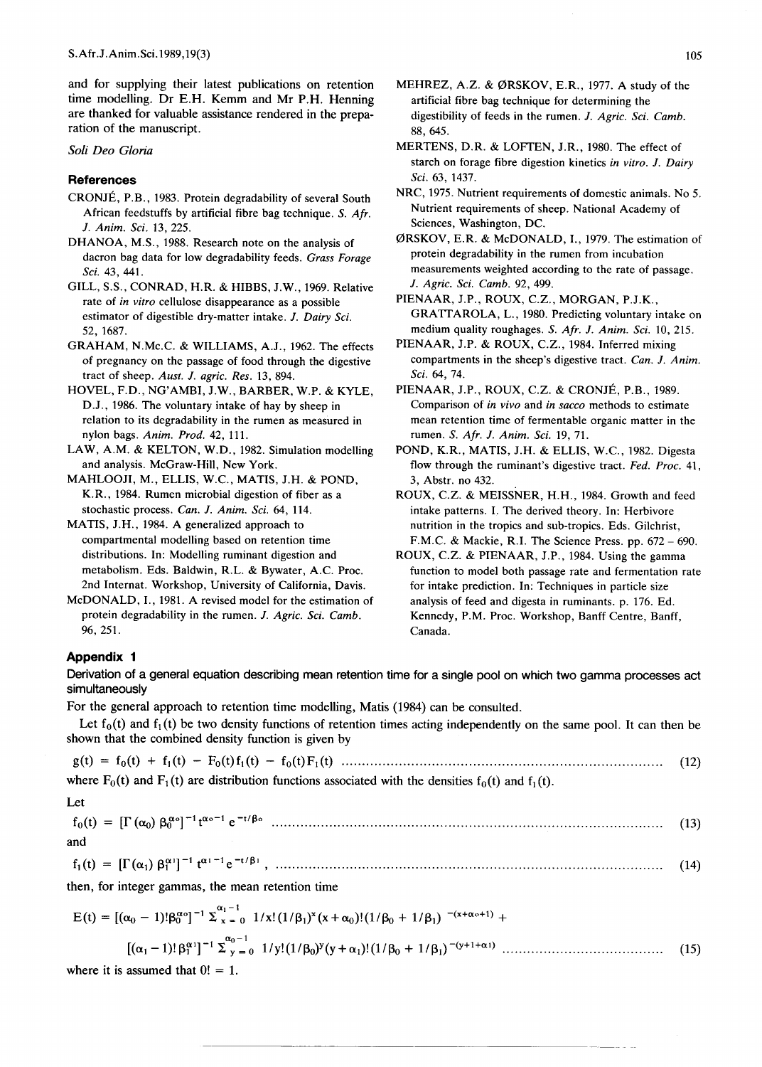and for supplying their latest publications on retention time modelling. Dr E.H. Kemm and Mr P.H. Henning are thanked for valuable assistance rendered in the preparation of the manuscript.

*Soli Deo Gloria*

## References

CRONJÉ, P.B., 1983. Protein degradability of several South African feedstuffs by artificial fibre bag technique. *S. Afr. J. Anim. Sci.* 13, 225.

DHANOA, M.S., 1988. Research note on the analysis of dacron bag data for low degradability feeds. *Grass Forage Sci.* 43, 441.

GILL, S.S., CONRAD, H.R. & HIBBS, J.W., 1969. Relative rate of *in vitro* cellulose disappearance as a possible estimator of digestible dry-matter intake. *J. Dairy Sci.* 52, 1687.

GRAHAM, N.Mc.C. & WILLIAMS, A.J., 1962. The effects of pregnancy on the passage of food through the digestive tract of sheep. *Aust. J. agric. Res.* 13, 894.

HOVEL, F.D., NG'AMBI, J.W., BARBER, W.P. & KYLE, D.J., 1986. The voluntary intake of hay by sheep in relation to its degradability in the rumen as measured in nylon bags. *Anim. Prod.* 42, 111.

LAW, A.M. & KELTON, W.D., 1982. Simulation modelling and analysis. McGraw-Hill, New York.

MAHLOOJI, M., ELLIS, W.C., MATIS, J.H. & POND, K.R., 1984. Rumen microbial digestion of fiber as a stochastic process. *Can. J. Anim. Sci.* 64, 114.

MATIS, J.H., 1984. A generalized approach to compartmental modelling based on retention time distributions. In: Modelling ruminant digestion and metabolism. Eds. Baldwin, R.L. & Bywater, A.C. Proc. 2nd Internat. Workshop, University of California, Davis.

McDONALD, I., 1981. A revised model for the estimation of protein degradability in the rumen. *J. Agric. Sci. Camb.* 96, 251.

MEHREZ, A.Z. & ØRSKOV, E.R., 1977. A study of the artificial fibre bag technique for determining the digestibility of feeds in the rumen. *J. Agric. Sci. Camb.* 88, 645.

MERTENS, D.R. & LOFTEN, J.R., 1980. The effect of starch on forage fibre digestion kinetics *in vitro*. *J. Dairy Sci.* 63, 1437.

NRC, 1975. Nutrient requirements of domestic animals. No 5. Nutrient requirements of sheep. National Academy of Sciences, Washington, DC.

ØRSKOV, E.R. & McDONALD, I., 1979. The estimation of protein degradability in the rumen from incubation measurements weighted according to the rate of passage. *J. Agric. Sci. Camb.* 92, 499.

PIENAAR, J.P., ROUX, C.Z., MORGAN, P.J.K., GRATTAROLA, L., 1980. Predicting voluntary intake on medium quality roughages. *S. Afr. J. Anim. Sci.* 10, 215.

PIENAAR, J.P. & ROUX, C.Z., 1984. Inferred mixing compartments in the sheep's digestive tract. *Can. J. Anim. Sci.* 64, 74.

PIENAAR, J.P., ROUX, C.Z. & CRONJÉ, P.B., 1989. Comparison of *in vivo* and *in sacco* methods to estimate mean retention time of fermentable organic matter in the rumen. *S. Afr. J. Anim. Sci.* 19, 71.

POND, K.R., MATIS, J.H. & ELLIS, W.C., 1982. Digesta flow through the ruminant's digestive tract. *Fed. Proc.* 41, 3, Abstr. no 432.

ROUX, C.Z. & MEISSNER, H.H., 1984. Growth and feed intake patterns. I. The derived theory. In: Herbivore nutrition in the tropics and sub-tropics. Eds. Gilchrist, F.M.C. & Mackie, R.I. The Science Press. pp. 672 – 690.

ROUX, C.Z. & PIENAAR, J.P., 1984. Using the gamma function to model both passage rate and fermentation rate for intake prediction. In: Techniques in particle size analysis of feed and digesta in ruminants. p. 176. Ed. Kennedy, P.M. Proc. Workshop, Banff Centre, Banff, Canada.

## Appendix 1

**Derivation of a general equation describing mean retention time for a single pool on which two gamma processes act simultaneously**

For the general approach to retention time modelling, Matis (1984) can be consulted.

Let $f_0(t)$ and $f_1(t)$ be two density functions of retention times acting independently on the same pool. It can then be shown that the combined density function is given by

$$g(t) = f_0(t) + f_1(t) - F_0(t)f_1(t) - f_0(t)F_1(t) \quad (12)$$

where $F_0(t)$ and $F_1(t)$ are distribution functions associated with the densities $f_0(t)$ and $f_1(t)$.

Let

$$f_0(t) = [\Gamma(\alpha_0)\,\beta_0^{\alpha_0}]^{-1}\, t^{\alpha_0 - 1}\, e^{-t/\beta_0} \quad (13)$$

and

$$f_1(t) = [\Gamma(\alpha_1)\,\beta_1^{\alpha_1}]^{-1}\, t^{\alpha_1 - 1}\, e^{-t/\beta_1}, \quad (14)$$

then, for integer gammas, the mean retention time

$$E(t) = [(\alpha_0 - 1)!\beta_0^{\alpha_0}]^{-1} \sum_{x=0}^{\alpha_1 - 1} 1/x!\,(1/\beta_1)^x (x+\alpha_0)!\,(1/\beta_0 + 1/\beta_1)^{-(x+\alpha_0+1)} +$$

$$[(\alpha_1 - 1)!\,\beta_1^{\alpha_1}]^{-1} \sum_{y=0}^{\alpha_0 - 1} 1/y!\,(1/\beta_0)^y (y+\alpha_1)!\,(1/\beta_0 + 1/\beta_1)^{-(y+1+\alpha_1)} \quad (15)$$

where it is assumed that $0! = 1$.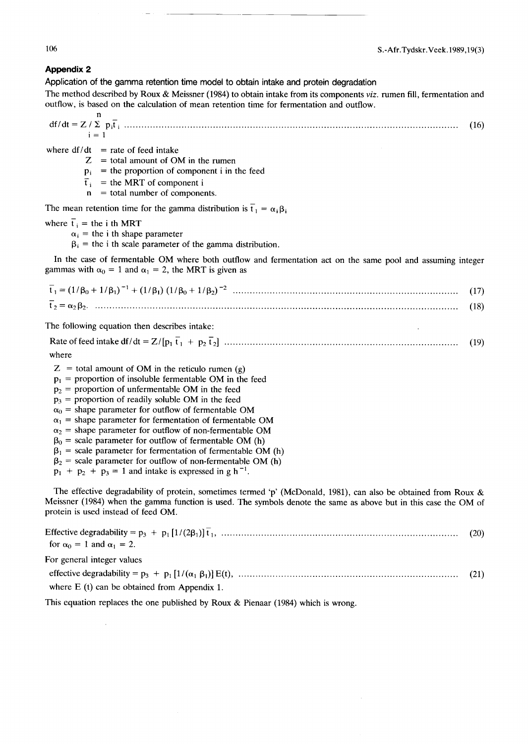## Appendix 2

### Application of the gamma retention time model to obtain intake and protein degradation

The method described by Roux & Meissner (1984) to obtain intake from its components *viz.* rumen fill, fermentation and outflow, is based on the calculation of mean retention time for fermentation and outflow.

$$df/dt = Z / \sum_{i=1}^{n} p_i \bar{t}_i \qquad (16)$$

where $df/dt$ = rate of feed intake
$Z$ = total amount of OM in the rumen
$p_i$ = the proportion of component i in the feed
$\bar{t}_i$ = the MRT of component i
$n$ = total number of components.

The mean retention time for the gamma distribution is $\bar{t}_i = \alpha_i \beta_i$

where $\bar{t}_i$ = the i th MRT
$\alpha_i$ = the i th shape parameter
$\beta_i$ = the i th scale parameter of the gamma distribution.

In the case of fermentable OM where both outflow and fermentation act on the same pool and assuming integer gammas with $\alpha_0 = 1$ and $\alpha_1 = 2$, the MRT is given as

$$\bar{t}_1 = (1/\beta_0 + 1/\beta_1)^{-1} + (1/\beta_1)\,(1/\beta_0 + 1/\beta_2)^{-2} \qquad (17)$$

$$\bar{t}_2 = \alpha_2 \beta_2. \qquad (18)$$

The following equation then describes intake:

$$\text{Rate of feed intake } df/dt = Z/[p_1 \bar{t}_1 + p_2 \bar{t}_2] \qquad (19)$$

where

$Z$ = total amount of OM in the reticulo rumen (g)
$p_1$ = proportion of insoluble fermentable OM in the feed
$p_2$ = proportion of unfermentable OM in the feed
$p_3$ = proportion of readily soluble OM in the feed
$\alpha_0$ = shape parameter for outflow of fermentable OM
$\alpha_1$ = shape parameter for fermentation of fermentable OM
$\alpha_2$ = shape parameter for outflow of non-fermentable OM
$\beta_0$ = scale parameter for outflow of fermentable OM (h)
$\beta_1$ = scale parameter for fermentation of fermentable OM (h)
$\beta_2$ = scale parameter for outflow of non-fermentable OM (h)
$p_1 + p_2 + p_3 = 1$ and intake is expressed in g $h^{-1}$.

The effective degradability of protein, sometimes termed 'p' (McDonald, 1981), can also be obtained from Roux & Meissner (1984) when the gamma function is used. The symbols denote the same as above but in this case the OM of protein is used instead of feed OM.

$$\text{Effective degradability} = p_3 + p_1\,[1/(2\beta_1)]\,\bar{t}_1, \qquad (20)$$

for $\alpha_0 = 1$ and $\alpha_1 = 2$.

For general integer values

$$\text{effective degradability} = p_3 + p_1\,[1/(\alpha_1 \beta_1)]\,E(t), \qquad (21)$$

where E (t) can be obtained from Appendix 1.

This equation replaces the one published by Roux & Pienaar (1984) which is wrong.